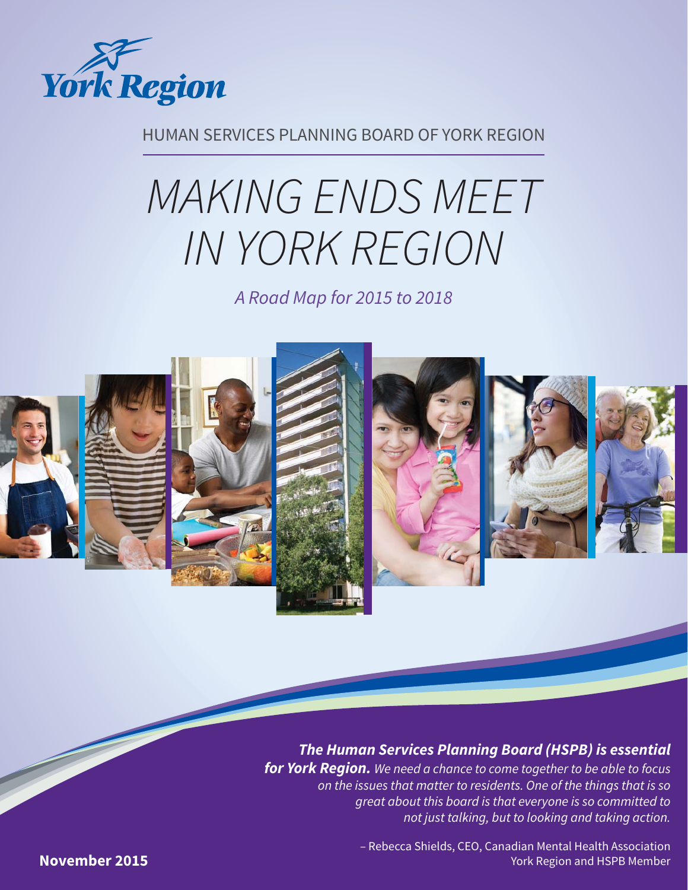York Region

HUMAN SERVICES PLANNING BOARD OF YORK REGION

# *MAKING ENDS MEET IN YORK REGION*

*A Road Map for 2015 to 2018*

***The Human Services Planning Board (HSPB) is essential for York Region.*** *We need a chance to come together to be able to focus on the issues that matter to residents. One of the things that is so great about this board is that everyone is so committed to not just talking, but to looking and taking action.*

– Rebecca Shields, CEO, Canadian Mental Health Association York Region and HSPB Member

**November 2015**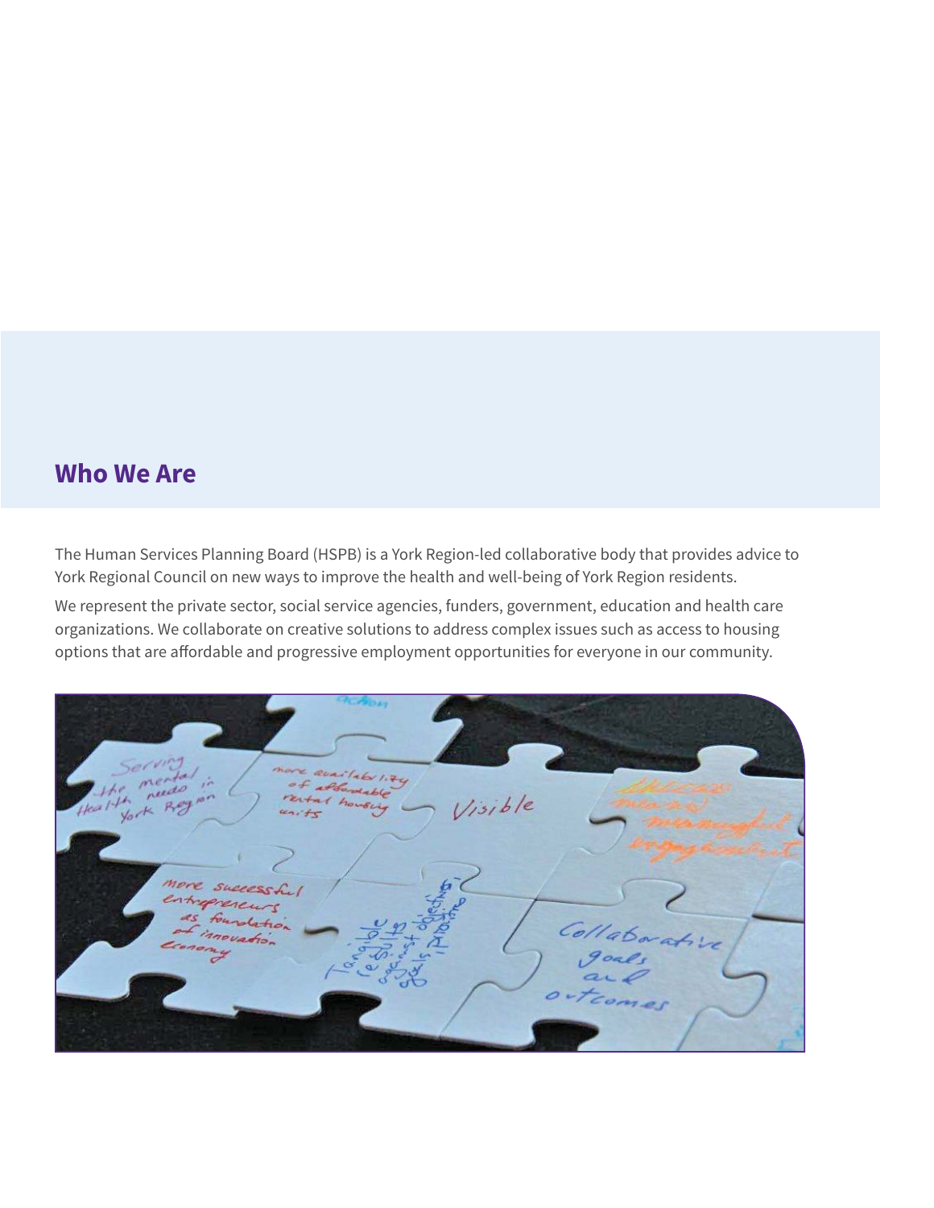## Who We Are

The Human Services Planning Board (HSPB) is a York Region-led collaborative body that provides advice to York Regional Council on new ways to improve the health and well-being of York Region residents.

We represent the private sector, social service agencies, funders, government, education and health care organizations. We collaborate on creative solutions to address complex issues such as access to housing options that are affordable and progressive employment opportunities for everyone in our community.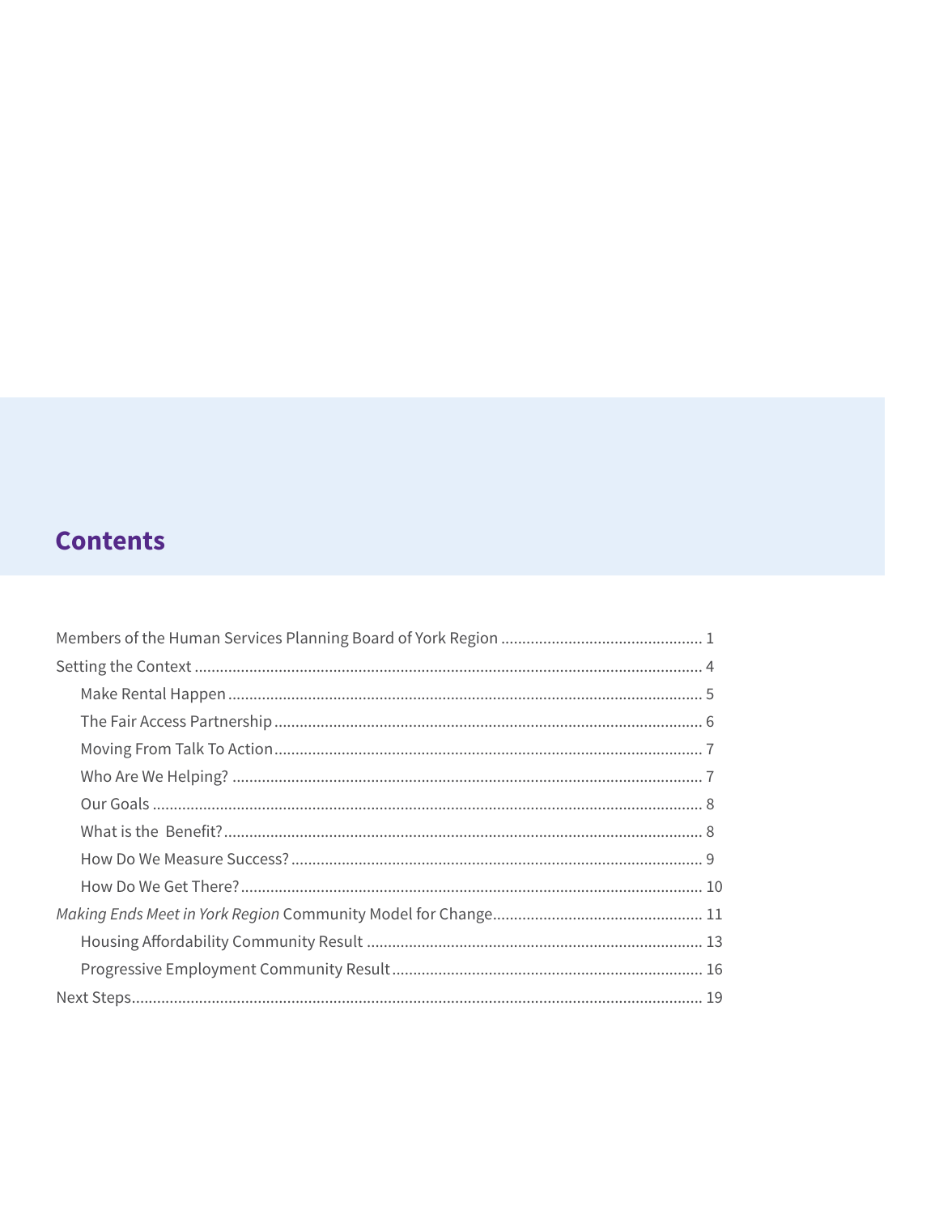# Contents

Members of the Human Services Planning Board of York Region ........ 1

Setting the Context ........ 4

- Make Rental Happen ........ 5
- The Fair Access Partnership ........ 6
- Moving From Talk To Action ........ 7
- Who Are We Helping? ........ 7
- Our Goals ........ 8
- What is the Benefit? ........ 8
- How Do We Measure Success? ........ 9
- How Do We Get There? ........ 10

*Making Ends Meet in York Region* Community Model for Change ........ 11

- Housing Affordability Community Result ........ 13
- Progressive Employment Community Result ........ 16

Next Steps ........ 19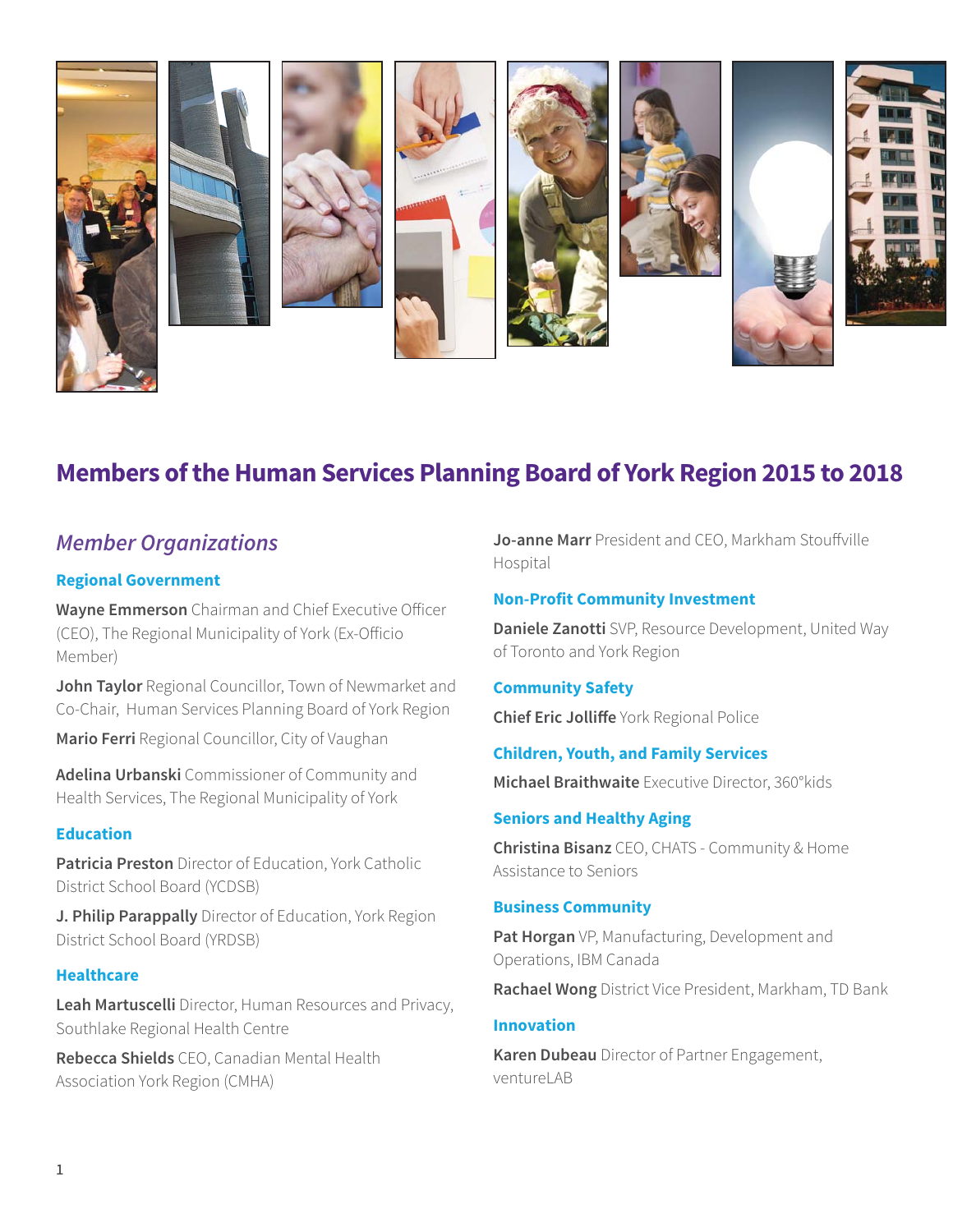# Members of the Human Services Planning Board of York Region 2015 to 2018

## *Member Organizations*

### Regional Government

**Wayne Emmerson** Chairman and Chief Executive Officer (CEO), The Regional Municipality of York (Ex-Officio Member)

**John Taylor** Regional Councillor, Town of Newmarket and Co-Chair, Human Services Planning Board of York Region

**Mario Ferri** Regional Councillor, City of Vaughan

**Adelina Urbanski** Commissioner of Community and Health Services, The Regional Municipality of York

### Education

**Patricia Preston** Director of Education, York Catholic District School Board (YCDSB)

**J. Philip Parappally** Director of Education, York Region District School Board (YRDSB)

### Healthcare

**Leah Martuscelli** Director, Human Resources and Privacy, Southlake Regional Health Centre

**Rebecca Shields** CEO, Canadian Mental Health Association York Region (CMHA)

**Jo-anne Marr** President and CEO, Markham Stouffville Hospital

### Non-Profit Community Investment

**Daniele Zanotti** SVP, Resource Development, United Way of Toronto and York Region

### Community Safety

**Chief Eric Jolliffe** York Regional Police

### Children, Youth, and Family Services

**Michael Braithwaite** Executive Director, 360°kids

### Seniors and Healthy Aging

**Christina Bisanz** CEO, CHATS - Community & Home Assistance to Seniors

### Business Community

**Pat Horgan** VP, Manufacturing, Development and Operations, IBM Canada

**Rachael Wong** District Vice President, Markham, TD Bank

### Innovation

**Karen Dubeau** Director of Partner Engagement, ventureLAB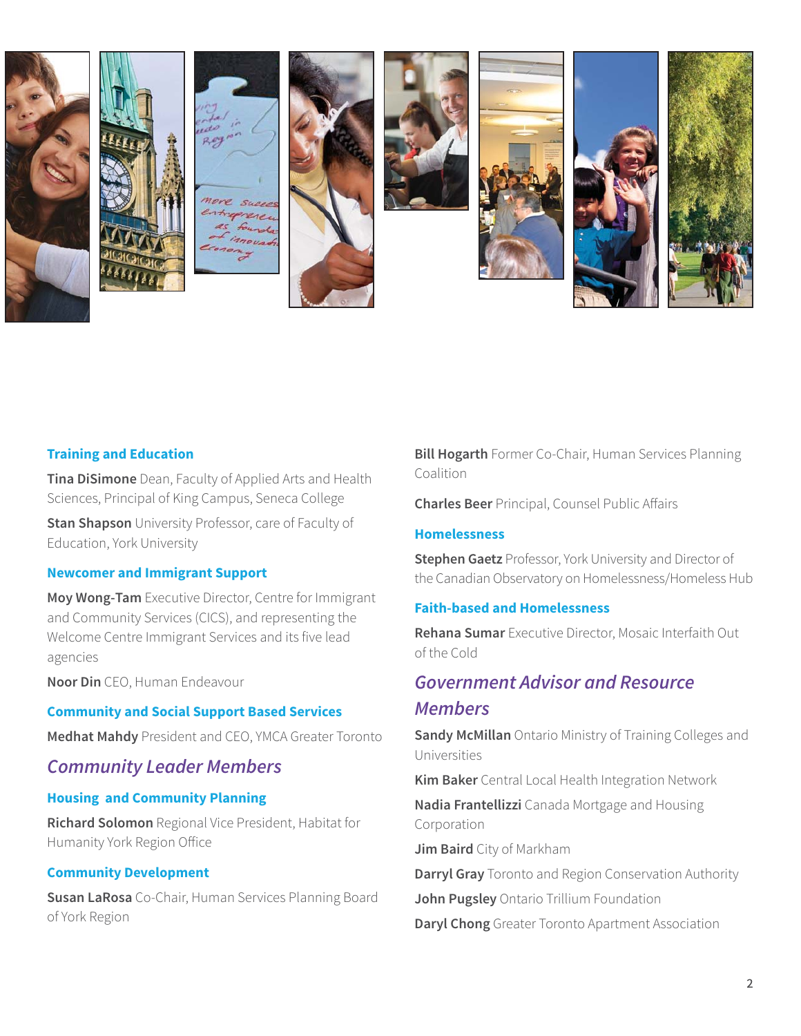### Training and Education

**Tina DiSimone** Dean, Faculty of Applied Arts and Health Sciences, Principal of King Campus, Seneca College

**Stan Shapson** University Professor, care of Faculty of Education, York University

### Newcomer and Immigrant Support

**Moy Wong-Tam** Executive Director, Centre for Immigrant and Community Services (CICS), and representing the Welcome Centre Immigrant Services and its five lead agencies

**Noor Din** CEO, Human Endeavour

### Community and Social Support Based Services

**Medhat Mahdy** President and CEO, YMCA Greater Toronto

## *Community Leader Members*

### Housing and Community Planning

**Richard Solomon** Regional Vice President, Habitat for Humanity York Region Office

### Community Development

**Susan LaRosa** Co-Chair, Human Services Planning Board of York Region

**Bill Hogarth** Former Co-Chair, Human Services Planning Coalition

**Charles Beer** Principal, Counsel Public Affairs

### Homelessness

**Stephen Gaetz** Professor, York University and Director of the Canadian Observatory on Homelessness/Homeless Hub

### Faith-based and Homelessness

**Rehana Sumar** Executive Director, Mosaic Interfaith Out of the Cold

## *Government Advisor and Resource Members*

**Sandy McMillan** Ontario Ministry of Training Colleges and Universities

**Kim Baker** Central Local Health Integration Network

**Nadia Frantellizzi** Canada Mortgage and Housing Corporation

**Jim Baird** City of Markham

**Darryl Gray** Toronto and Region Conservation Authority

**John Pugsley** Ontario Trillium Foundation

**Daryl Chong** Greater Toronto Apartment Association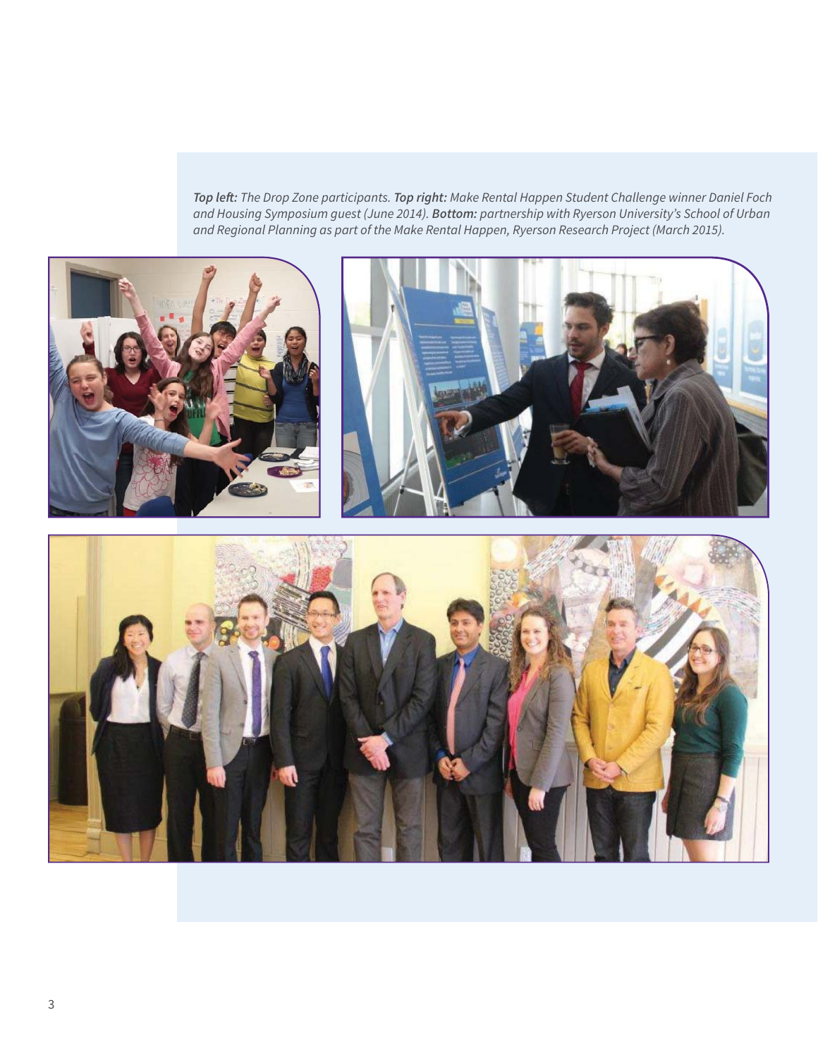***Top left:*** *The Drop Zone participants.* ***Top right:*** *Make Rental Happen Student Challenge winner Daniel Foch and Housing Symposium guest (June 2014).* ***Bottom:*** *partnership with Ryerson University's School of Urban and Regional Planning as part of the Make Rental Happen, Ryerson Research Project (March 2015).*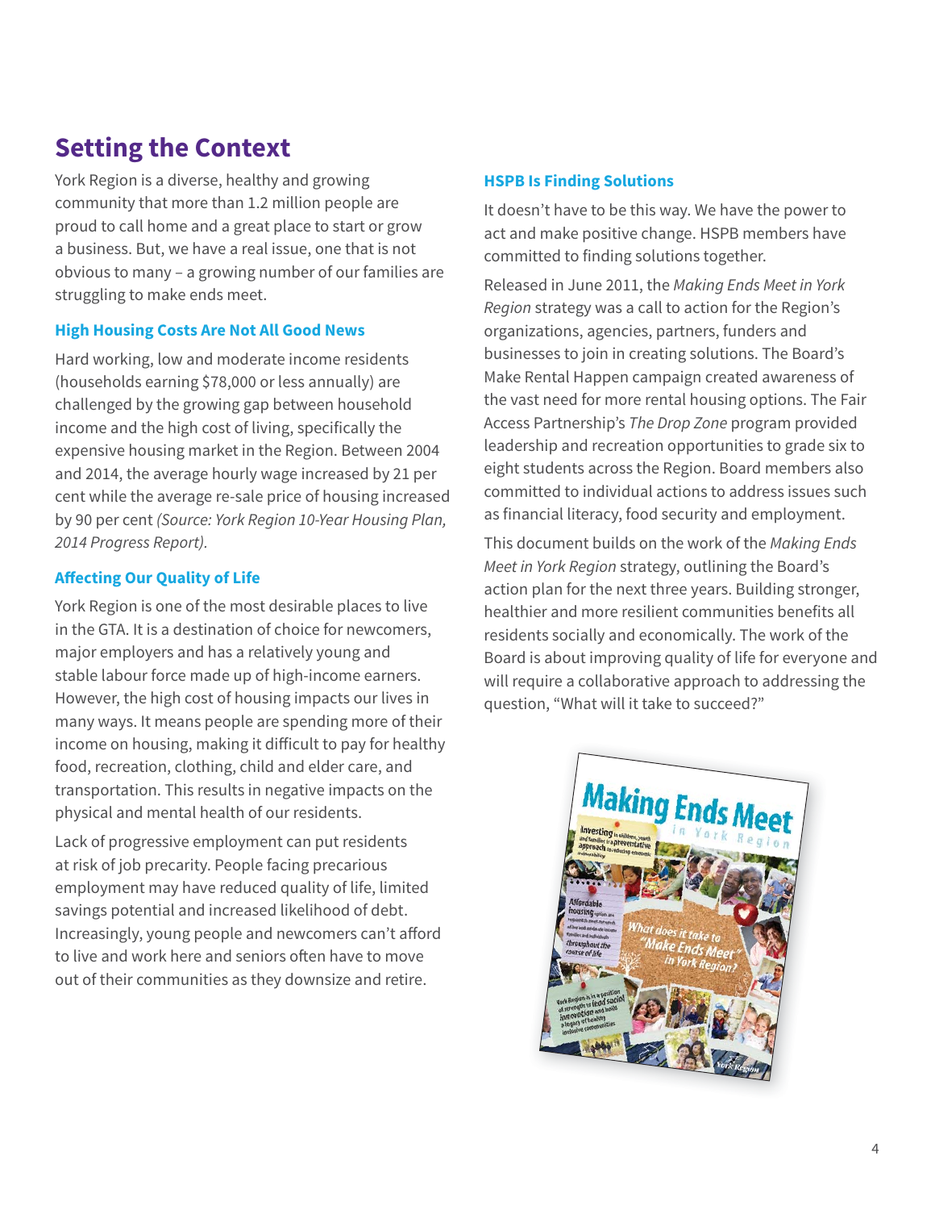## Setting the Context

York Region is a diverse, healthy and growing community that more than 1.2 million people are proud to call home and a great place to start or grow a business. But, we have a real issue, one that is not obvious to many – a growing number of our families are struggling to make ends meet.

### High Housing Costs Are Not All Good News

Hard working, low and moderate income residents (households earning $78,000 or less annually) are challenged by the growing gap between household income and the high cost of living, specifically the expensive housing market in the Region. Between 2004 and 2014, the average hourly wage increased by 21 per cent while the average re-sale price of housing increased by 90 per cent *(Source: York Region 10-Year Housing Plan, 2014 Progress Report).*

### Affecting Our Quality of Life

York Region is one of the most desirable places to live in the GTA. It is a destination of choice for newcomers, major employers and has a relatively young and stable labour force made up of high-income earners. However, the high cost of housing impacts our lives in many ways. It means people are spending more of their income on housing, making it difficult to pay for healthy food, recreation, clothing, child and elder care, and transportation. This results in negative impacts on the physical and mental health of our residents.

Lack of progressive employment can put residents at risk of job precarity. People facing precarious employment may have reduced quality of life, limited savings potential and increased likelihood of debt. Increasingly, young people and newcomers can't afford to live and work here and seniors often have to move out of their communities as they downsize and retire.

### HSPB Is Finding Solutions

It doesn't have to be this way. We have the power to act and make positive change. HSPB members have committed to finding solutions together.

Released in June 2011, the *Making Ends Meet in York Region* strategy was a call to action for the Region's organizations, agencies, partners, funders and businesses to join in creating solutions. The Board's Make Rental Happen campaign created awareness of the vast need for more rental housing options. The Fair Access Partnership's *The Drop Zone* program provided leadership and recreation opportunities to grade six to eight students across the Region. Board members also committed to individual actions to address issues such as financial literacy, food security and employment.

This document builds on the work of the *Making Ends Meet in York Region* strategy, outlining the Board's action plan for the next three years. Building stronger, healthier and more resilient communities benefits all residents socially and economically. The work of the Board is about improving quality of life for everyone and will require a collaborative approach to addressing the question, "What will it take to succeed?"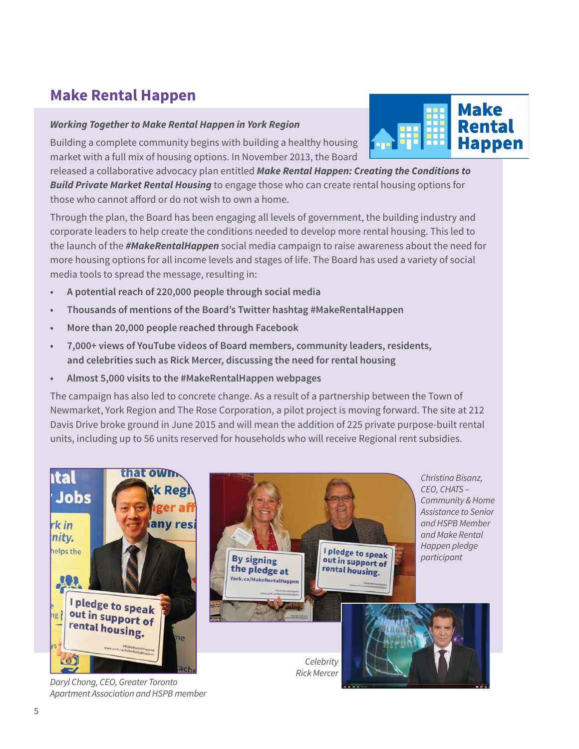## Make Rental Happen

***Working Together to Make Rental Happen in York Region***

Building a complete community begins with building a healthy housing market with a full mix of housing options. In November 2013, the Board released a collaborative advocacy plan entitled ***Make Rental Happen: Creating the Conditions to Build Private Market Rental Housing*** to engage those who can create rental housing options for those who cannot afford or do not wish to own a home.

Through the plan, the Board has been engaging all levels of government, the building industry and corporate leaders to help create the conditions needed to develop more rental housing. This led to the launch of the ***#MakeRentalHappen*** social media campaign to raise awareness about the need for more housing options for all income levels and stages of life. The Board has used a variety of social media tools to spread the message, resulting in:

- **A potential reach of 220,000 people through social media**
- **Thousands of mentions of the Board's Twitter hashtag #MakeRentalHappen**
- **More than 20,000 people reached through Facebook**
- **7,000+ views of YouTube videos of Board members, community leaders, residents, and celebrities such as Rick Mercer, discussing the need for rental housing**
- **Almost 5,000 visits to the #MakeRentalHappen webpages**

The campaign has also led to concrete change. As a result of a partnership between the Town of Newmarket, York Region and The Rose Corporation, a pilot project is moving forward. The site at 212 Davis Drive broke ground in June 2015 and will mean the addition of 225 private purpose-built rental units, including up to 56 units reserved for households who will receive Regional rent subsidies.

*Daryl Chong, CEO, Greater Toronto Apartment Association and HSPB member*

*Christina Bisanz, CEO, CHATS – Community & Home Assistance to Senior and HSPB Member and Make Rental Happen pledge participant*

*Celebrity Rick Mercer*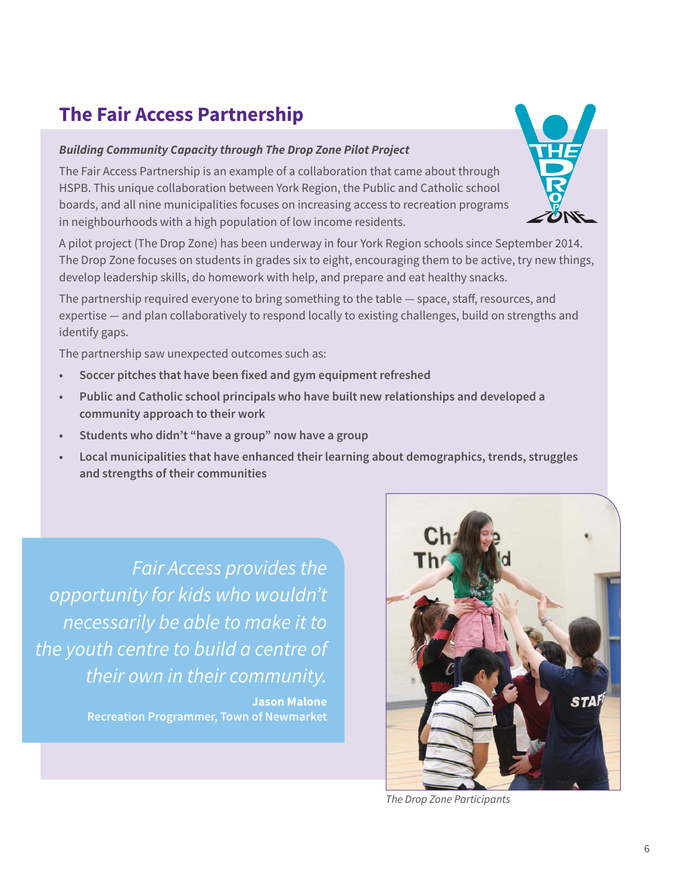## The Fair Access Partnership

***Building Community Capacity through The Drop Zone Pilot Project***

The Fair Access Partnership is an example of a collaboration that came about through HSPB. This unique collaboration between York Region, the Public and Catholic school boards, and all nine municipalities focuses on increasing access to recreation programs in neighbourhoods with a high population of low income residents.

A pilot project (The Drop Zone) has been underway in four York Region schools since September 2014. The Drop Zone focuses on students in grades six to eight, encouraging them to be active, try new things, develop leadership skills, do homework with help, and prepare and eat healthy snacks.

The partnership required everyone to bring something to the table — space, staff, resources, and expertise — and plan collaboratively to respond locally to existing challenges, build on strengths and identify gaps.

The partnership saw unexpected outcomes such as:

- **Soccer pitches that have been fixed and gym equipment refreshed**
- **Public and Catholic school principals who have built new relationships and developed a community approach to their work**
- **Students who didn't "have a group" now have a group**
- **Local municipalities that have enhanced their learning about demographics, trends, struggles and strengths of their communities**

*Fair Access provides the opportunity for kids who wouldn't necessarily be able to make it to the youth centre to build a centre of their own in their community.*

**Jason Malone**
**Recreation Programmer, Town of Newmarket**

*The Drop Zone Participants*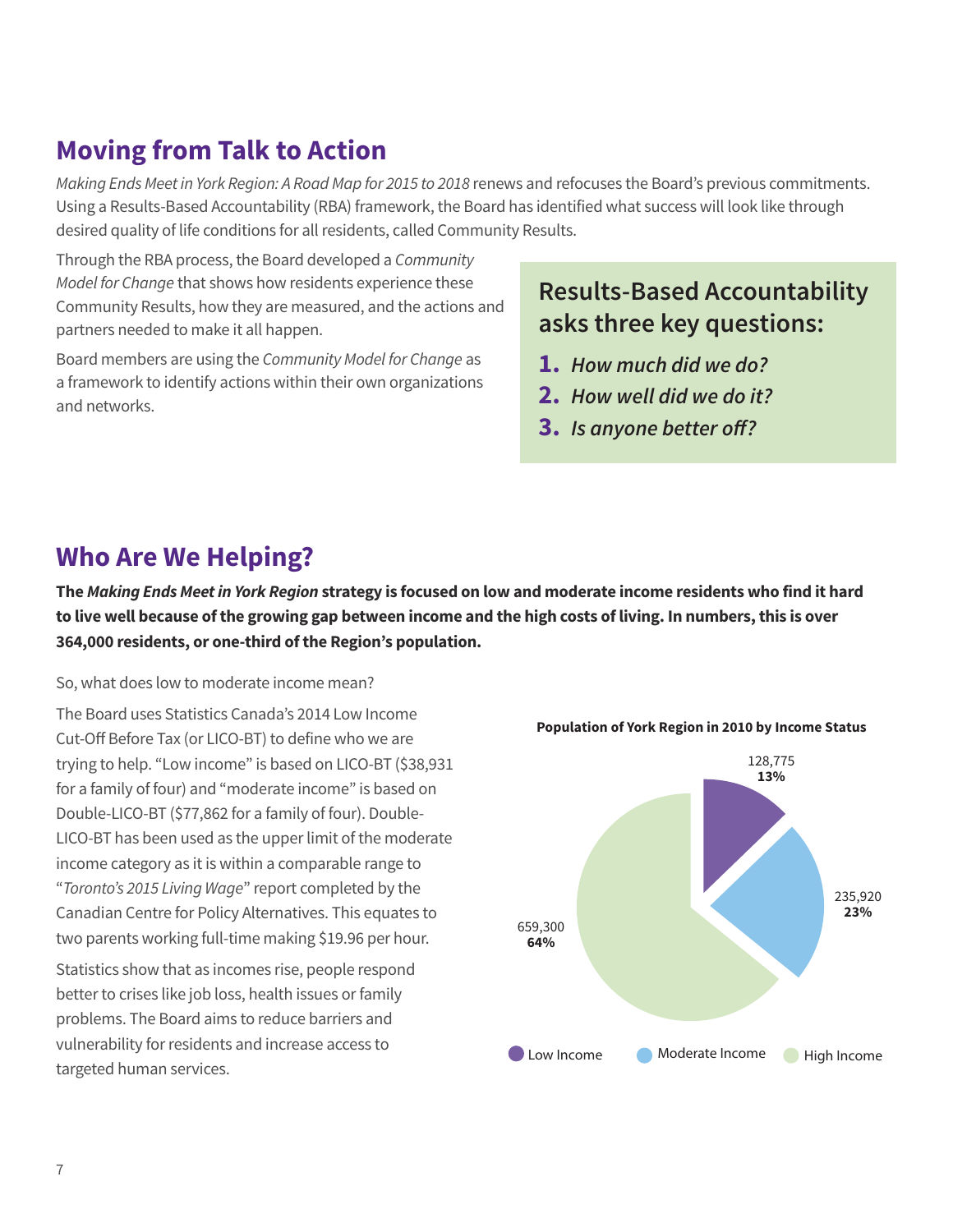## Moving from Talk to Action

*Making Ends Meet in York Region: A Road Map for 2015 to 2018* renews and refocuses the Board's previous commitments. Using a Results-Based Accountability (RBA) framework, the Board has identified what success will look like through desired quality of life conditions for all residents, called Community Results.

Through the RBA process, the Board developed a *Community Model for Change* that shows how residents experience these Community Results, how they are measured, and the actions and partners needed to make it all happen.

Board members are using the *Community Model for Change* as a framework to identify actions within their own organizations and networks.

### Results-Based Accountability asks three key questions:

1. *How much did we do?*
2. *How well did we do it?*
3. *Is anyone better off?*

## Who Are We Helping?

**The *Making Ends Meet in York Region* strategy is focused on low and moderate income residents who find it hard to live well because of the growing gap between income and the high costs of living. In numbers, this is over 364,000 residents, or one-third of the Region's population.**

So, what does low to moderate income mean?

The Board uses Statistics Canada's 2014 Low Income Cut-Off Before Tax (or LICO-BT) to define who we are trying to help. "Low income" is based on LICO-BT ($38,931 for a family of four) and "moderate income" is based on Double-LICO-BT ($77,862 for a family of four). Double-LICO-BT has been used as the upper limit of the moderate income category as it is within a comparable range to "*Toronto's 2015 Living Wage*" report completed by the Canadian Centre for Policy Alternatives. This equates to two parents working full-time making $19.96 per hour.

Statistics show that as incomes rise, people respond better to crises like job loss, health issues or family problems. The Board aims to reduce barriers and vulnerability for residents and increase access to targeted human services.

**Population of York Region in 2010 by Income Status**

128,775
**13%**

235,920
**23%**

659,300
**64%**

Low Income
Moderate Income
High Income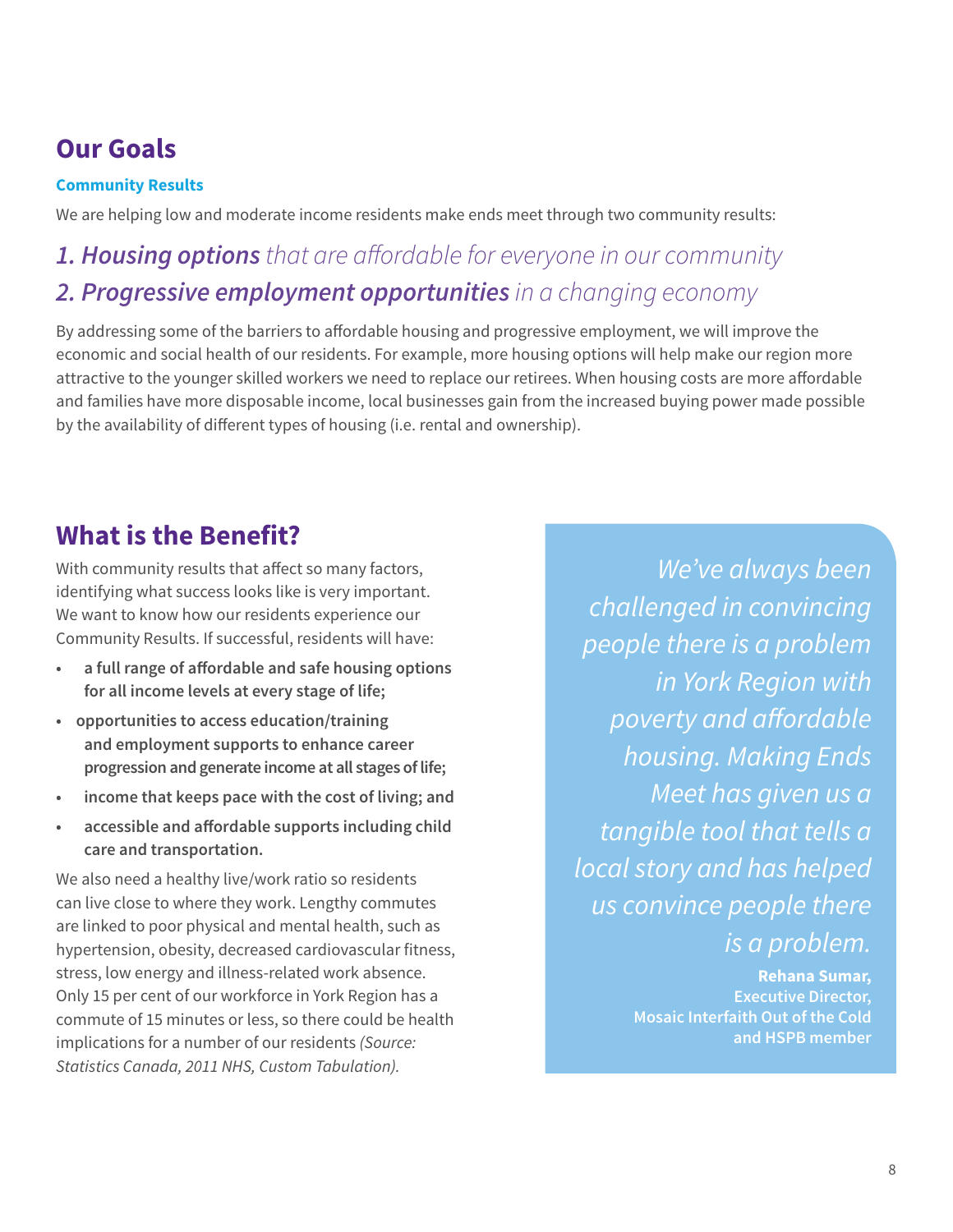## Our Goals

### Community Results

We are helping low and moderate income residents make ends meet through two community results:

### *1. **Housing options** that are affordable for everyone in our community*

### *2. **Progressive employment opportunities** in a changing economy*

By addressing some of the barriers to affordable housing and progressive employment, we will improve the economic and social health of our residents. For example, more housing options will help make our region more attractive to the younger skilled workers we need to replace our retirees. When housing costs are more affordable and families have more disposable income, local businesses gain from the increased buying power made possible by the availability of different types of housing (i.e. rental and ownership).

## What is the Benefit?

With community results that affect so many factors, identifying what success looks like is very important. We want to know how our residents experience our Community Results. If successful, residents will have:

- **a full range of affordable and safe housing options for all income levels at every stage of life;**
- **opportunities to access education/training and employment supports to enhance career progression and generate income at all stages of life;**
- **income that keeps pace with the cost of living; and**
- **accessible and affordable supports including child care and transportation.**

We also need a healthy live/work ratio so residents can live close to where they work. Lengthy commutes are linked to poor physical and mental health, such as hypertension, obesity, decreased cardiovascular fitness, stress, low energy and illness-related work absence. Only 15 per cent of our workforce in York Region has a commute of 15 minutes or less, so there could be health implications for a number of our residents *(Source: Statistics Canada, 2011 NHS, Custom Tabulation).*

> *We've always been challenged in convincing people there is a problem in York Region with poverty and affordable housing. Making Ends Meet has given us a tangible tool that tells a local story and has helped us convince people there is a problem.*
>
> **Rehana Sumar, Executive Director, Mosaic Interfaith Out of the Cold and HSPB member**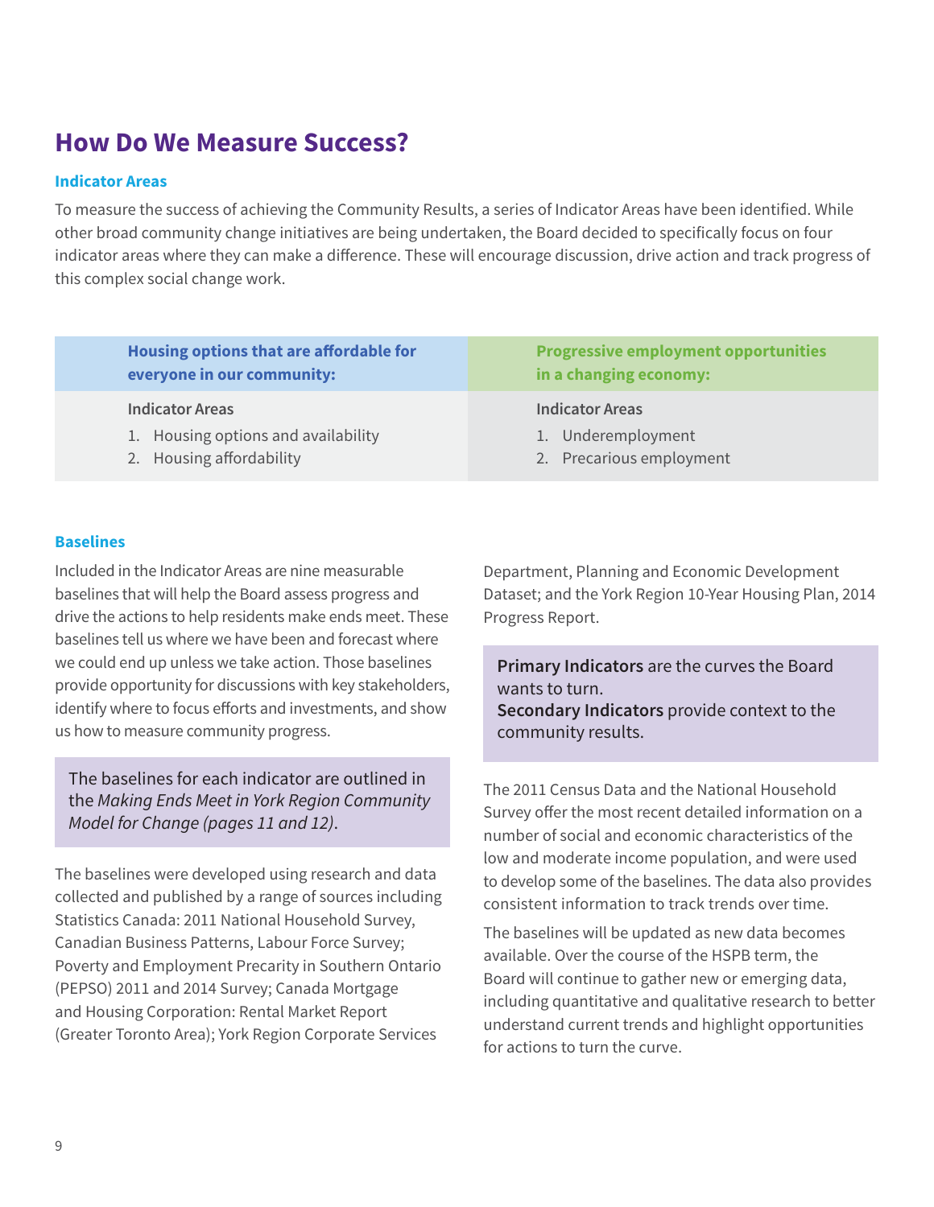## How Do We Measure Success?

### Indicator Areas

To measure the success of achieving the Community Results, a series of Indicator Areas have been identified. While other broad community change initiatives are being undertaken, the Board decided to specifically focus on four indicator areas where they can make a difference. These will encourage discussion, drive action and track progress of this complex social change work.

| Housing options that are affordable for everyone in our community: | Progressive employment opportunities in a changing economy: |
| --- | --- |
| Indicator Areas<br>1. Housing options and availability<br>2. Housing affordability | Indicator Areas<br>1. Underemployment<br>2. Precarious employment |

### Baselines

Included in the Indicator Areas are nine measurable baselines that will help the Board assess progress and drive the actions to help residents make ends meet. These baselines tell us where we have been and forecast where we could end up unless we take action. Those baselines provide opportunity for discussions with key stakeholders, identify where to focus efforts and investments, and show us how to measure community progress.

The baselines for each indicator are outlined in the *Making Ends Meet in York Region Community Model for Change (pages 11 and 12)*.

The baselines were developed using research and data collected and published by a range of sources including Statistics Canada: 2011 National Household Survey, Canadian Business Patterns, Labour Force Survey; Poverty and Employment Precarity in Southern Ontario (PEPSO) 2011 and 2014 Survey; Canada Mortgage and Housing Corporation: Rental Market Report (Greater Toronto Area); York Region Corporate Services Department, Planning and Economic Development Dataset; and the York Region 10-Year Housing Plan, 2014 Progress Report.

**Primary Indicators** are the curves the Board wants to turn.
**Secondary Indicators** provide context to the community results.

The 2011 Census Data and the National Household Survey offer the most recent detailed information on a number of social and economic characteristics of the low and moderate income population, and were used to develop some of the baselines. The data also provides consistent information to track trends over time.

The baselines will be updated as new data becomes available. Over the course of the HSPB term, the Board will continue to gather new or emerging data, including quantitative and qualitative research to better understand current trends and highlight opportunities for actions to turn the curve.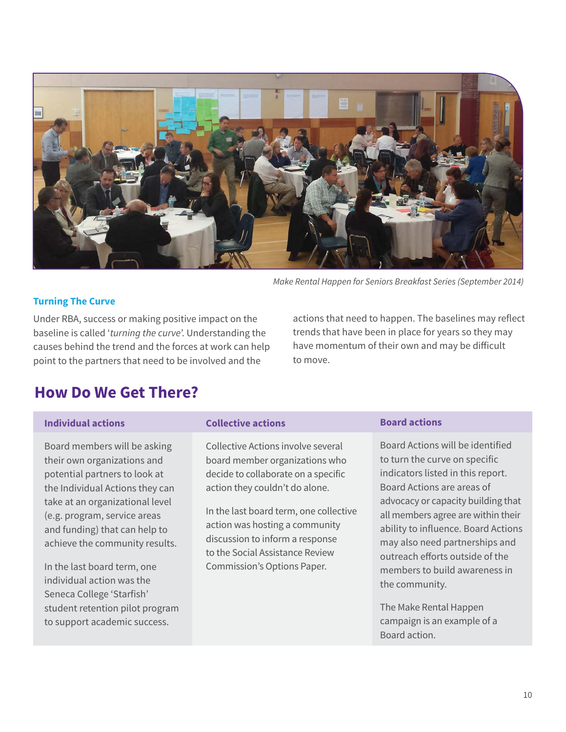Make Rental Happen for Seniors Breakfast Series (September 2014)

### Turning The Curve

Under RBA, success or making positive impact on the baseline is called '*turning the curve*'. Understanding the causes behind the trend and the forces at work can help point to the partners that need to be involved and the actions that need to happen. The baselines may reflect trends that have been in place for years so they may have momentum of their own and may be difficult to move.

## How Do We Get There?

| Individual actions | Collective actions | Board actions |
|---|---|---|
| Board members will be asking their own organizations and potential partners to look at the Individual Actions they can take at an organizational level (e.g. program, service areas and funding) that can help to achieve the community results.<br><br>In the last board term, one individual action was the Seneca College 'Starfish' student retention pilot program to support academic success. | Collective Actions involve several board member organizations who decide to collaborate on a specific action they couldn't do alone.<br><br>In the last board term, one collective action was hosting a community discussion to inform a response to the Social Assistance Review Commission's Options Paper. | Board Actions will be identified to turn the curve on specific indicators listed in this report. Board Actions are areas of advocacy or capacity building that all members agree are within their ability to influence. Board Actions may also need partnerships and outreach efforts outside of the members to build awareness in the community.<br><br>The Make Rental Happen campaign is an example of a Board action. |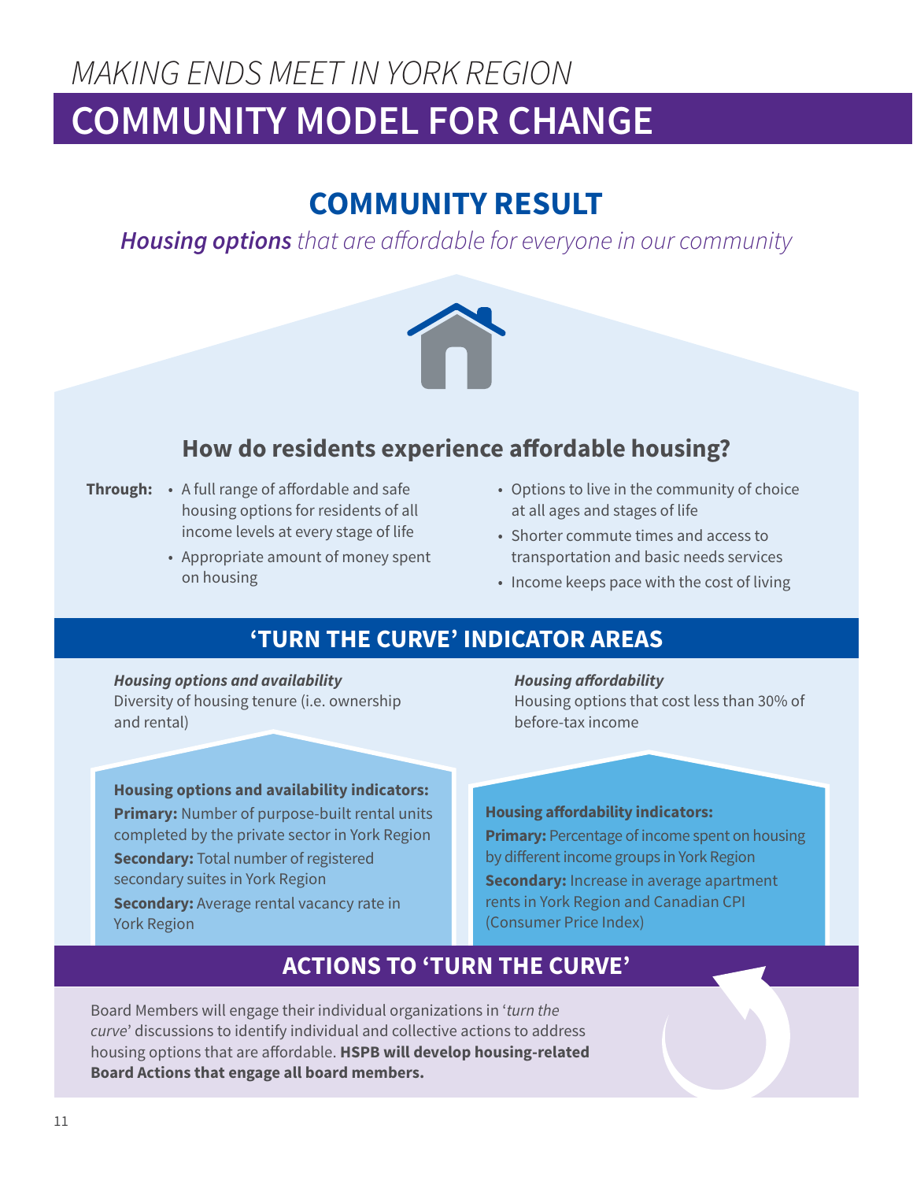*MAKING ENDS MEET IN YORK REGION*

# COMMUNITY MODEL FOR CHANGE

## COMMUNITY RESULT

***Housing options** that are affordable for everyone in our community*

### How do residents experience affordable housing?

**Through:**

- A full range of affordable and safe housing options for residents of all income levels at every stage of life
- Appropriate amount of money spent on housing
- Options to live in the community of choice at all ages and stages of life
- Shorter commute times and access to transportation and basic needs services
- Income keeps pace with the cost of living

## 'TURN THE CURVE' INDICATOR AREAS

***Housing options and availability***
Diversity of housing tenure (i.e. ownership and rental)

**Housing options and availability indicators:**
**Primary:** Number of purpose-built rental units completed by the private sector in York Region
**Secondary:** Total number of registered secondary suites in York Region
**Secondary:** Average rental vacancy rate in York Region

***Housing affordability***
Housing options that cost less than 30% of before-tax income

**Housing affordability indicators:**
**Primary:** Percentage of income spent on housing by different income groups in York Region
**Secondary:** Increase in average apartment rents in York Region and Canadian CPI (Consumer Price Index)

## ACTIONS TO 'TURN THE CURVE'

Board Members will engage their individual organizations in '*turn the curve*' discussions to identify individual and collective actions to address housing options that are affordable. **HSPB will develop housing-related Board Actions that engage all board members.**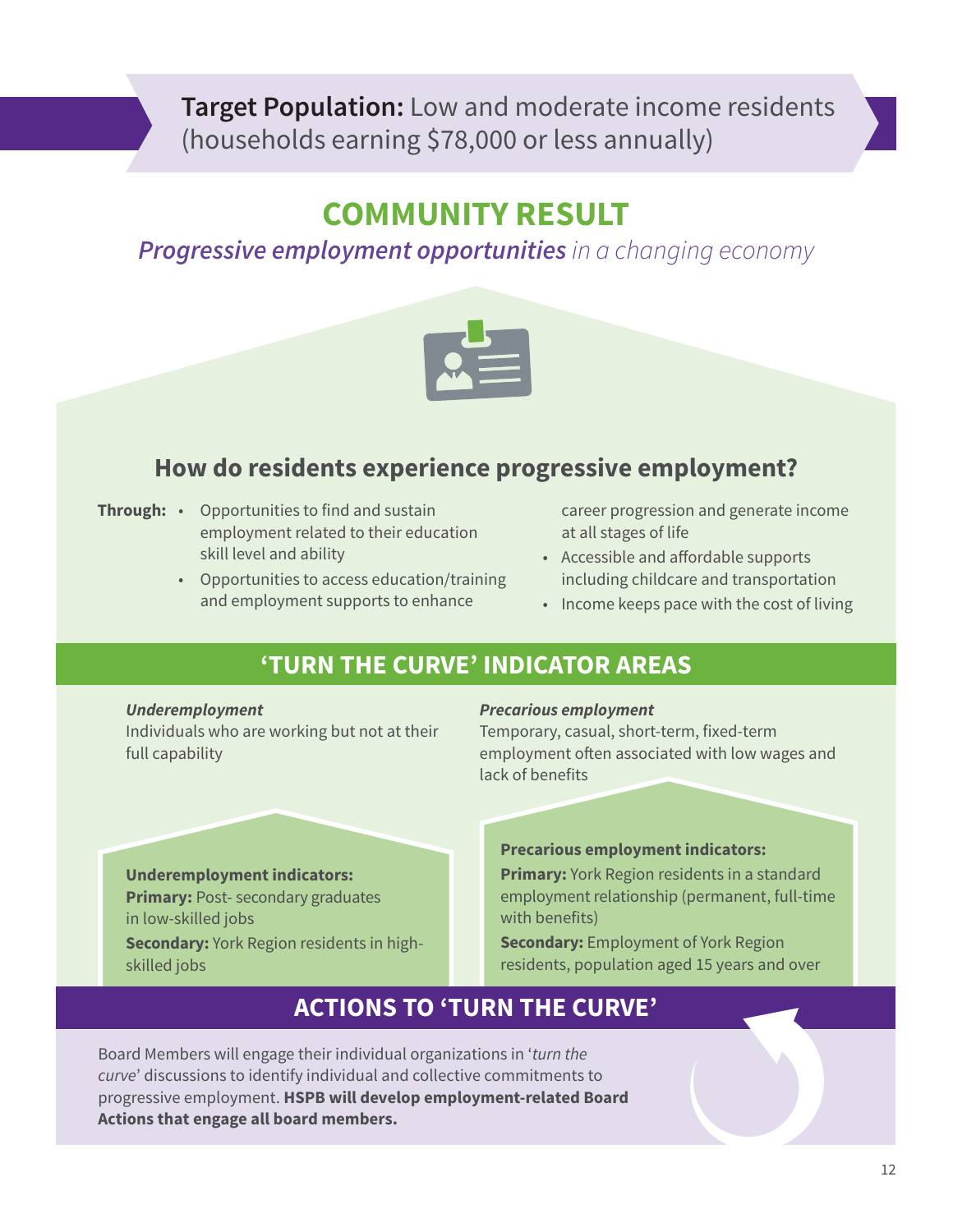**Target Population:** Low and moderate income residents (households earning $78,000 or less annually)

# COMMUNITY RESULT

***Progressive employment opportunities*** *in a changing economy*

## How do residents experience progressive employment?

**Through:**

- Opportunities to find and sustain employment related to their education skill level and ability
- Opportunities to access education/training and employment supports to enhance career progression and generate income at all stages of life
- Accessible and affordable supports including childcare and transportation
- Income keeps pace with the cost of living

## 'TURN THE CURVE' INDICATOR AREAS

***Underemployment***
Individuals who are working but not at their full capability

**Underemployment indicators:**
**Primary:** Post- secondary graduates in low-skilled jobs
**Secondary:** York Region residents in high-skilled jobs

***Precarious employment***
Temporary, casual, short-term, fixed-term employment often associated with low wages and lack of benefits

**Precarious employment indicators:**
**Primary:** York Region residents in a standard employment relationship (permanent, full-time with benefits)
**Secondary:** Employment of York Region residents, population aged 15 years and over

## ACTIONS TO 'TURN THE CURVE'

Board Members will engage their individual organizations in '*turn the curve*' discussions to identify individual and collective commitments to progressive employment. **HSPB will develop employment-related Board Actions that engage all board members.**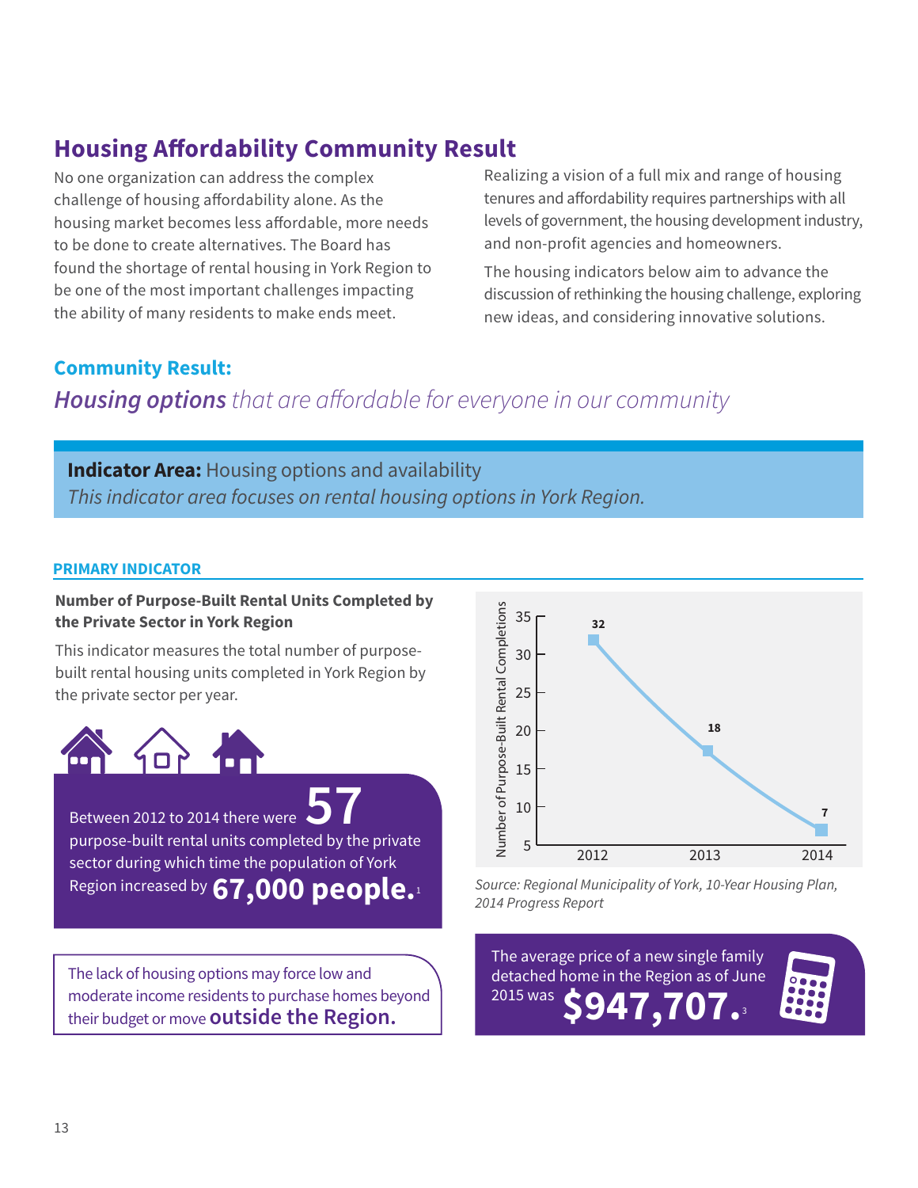## Housing Affordability Community Result

No one organization can address the complex challenge of housing affordability alone. As the housing market becomes less affordable, more needs to be done to create alternatives. The Board has found the shortage of rental housing in York Region to be one of the most important challenges impacting the ability of many residents to make ends meet.

Realizing a vision of a full mix and range of housing tenures and affordability requires partnerships with all levels of government, the housing development industry, and non-profit agencies and homeowners.

The housing indicators below aim to advance the discussion of rethinking the housing challenge, exploring new ideas, and considering innovative solutions.

### Community Result:

***Housing options** that are affordable for everyone in our community*

**Indicator Area:** Housing options and availability

*This indicator area focuses on rental housing options in York Region.*

#### PRIMARY INDICATOR

**Number of Purpose-Built Rental Units Completed by the Private Sector in York Region**

This indicator measures the total number of purpose-built rental housing units completed in York Region by the private sector per year.

Between 2012 to 2014 there were **57** purpose-built rental units completed by the private sector during which time the population of York Region increased by **67,000 people.**[1]

Number of Purpose-Built Rental Completions

35
30
25
20
15
10
5

32
18
7

2012
2013
2014

*Source: Regional Municipality of York, 10-Year Housing Plan, 2014 Progress Report*

The lack of housing options may force low and moderate income residents to purchase homes beyond their budget or move **outside the Region.**

The average price of a new single family detached home in the Region as of June 2015 was **$947,707.**[3]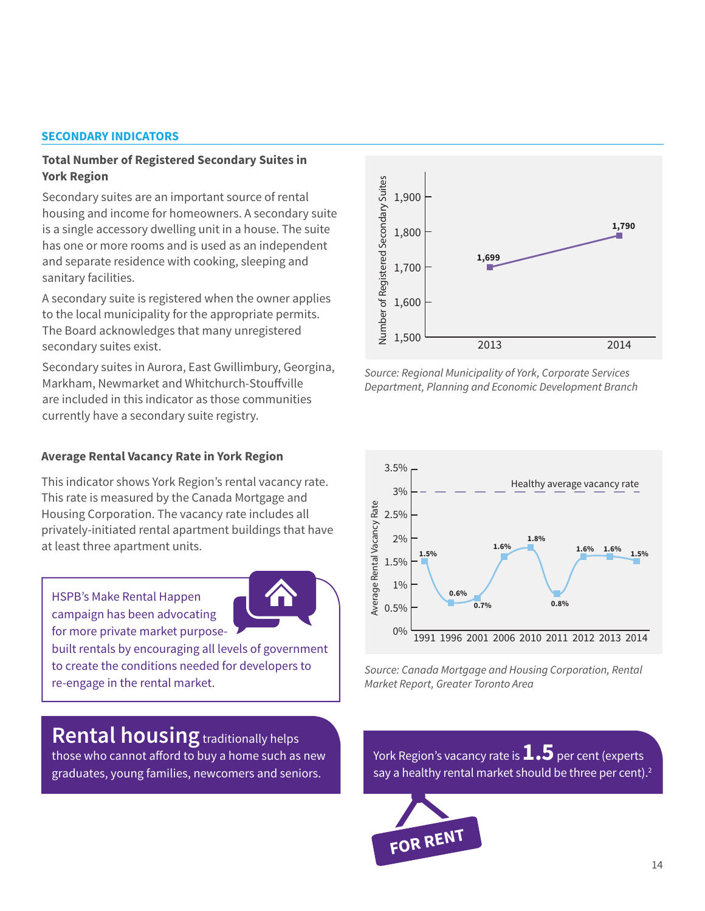## SECONDARY INDICATORS

### Total Number of Registered Secondary Suites in York Region

Secondary suites are an important source of rental housing and income for homeowners. A secondary suite is a single accessory dwelling unit in a house. The suite has one or more rooms and is used as an independent and separate residence with cooking, sleeping and sanitary facilities.

A secondary suite is registered when the owner applies to the local municipality for the appropriate permits. The Board acknowledges that many unregistered secondary suites exist.

Secondary suites in Aurora, East Gwillimbury, Georgina, Markham, Newmarket and Whitchurch-Stouffville are included in this indicator as those communities currently have a secondary suite registry.

Number of Registered Secondary Suites
1,900
1,800
1,700
1,600
1,500
1,699
1,790
2013
2014

*Source: Regional Municipality of York, Corporate Services Department, Planning and Economic Development Branch*

### Average Rental Vacancy Rate in York Region

This indicator shows York Region's rental vacancy rate. This rate is measured by the Canada Mortgage and Housing Corporation. The vacancy rate includes all privately-initiated rental apartment buildings that have at least three apartment units.

HSPB's Make Rental Happen campaign has been advocating for more private market purpose-built rentals by encouraging all levels of government to create the conditions needed for developers to re-engage in the rental market.

Average Rental Vacancy Rate
3.5%
3%
2.5%
2%
1.5%
1%
0.5%
0%
Healthy average vacancy rate
1.5%
0.6%
0.7%
1.6%
1.8%
0.8%
1.6%
1.6%
1.5%
1991 1996 2001 2006 2010 2011 2012 2013 2014

*Source: Canada Mortgage and Housing Corporation, Rental Market Report, Greater Toronto Area*

**Rental housing** traditionally helps those who cannot afford to buy a home such as new graduates, young families, newcomers and seniors.

York Region's vacancy rate is **1.5** per cent (experts say a healthy rental market should be three per cent).[2]

FOR RENT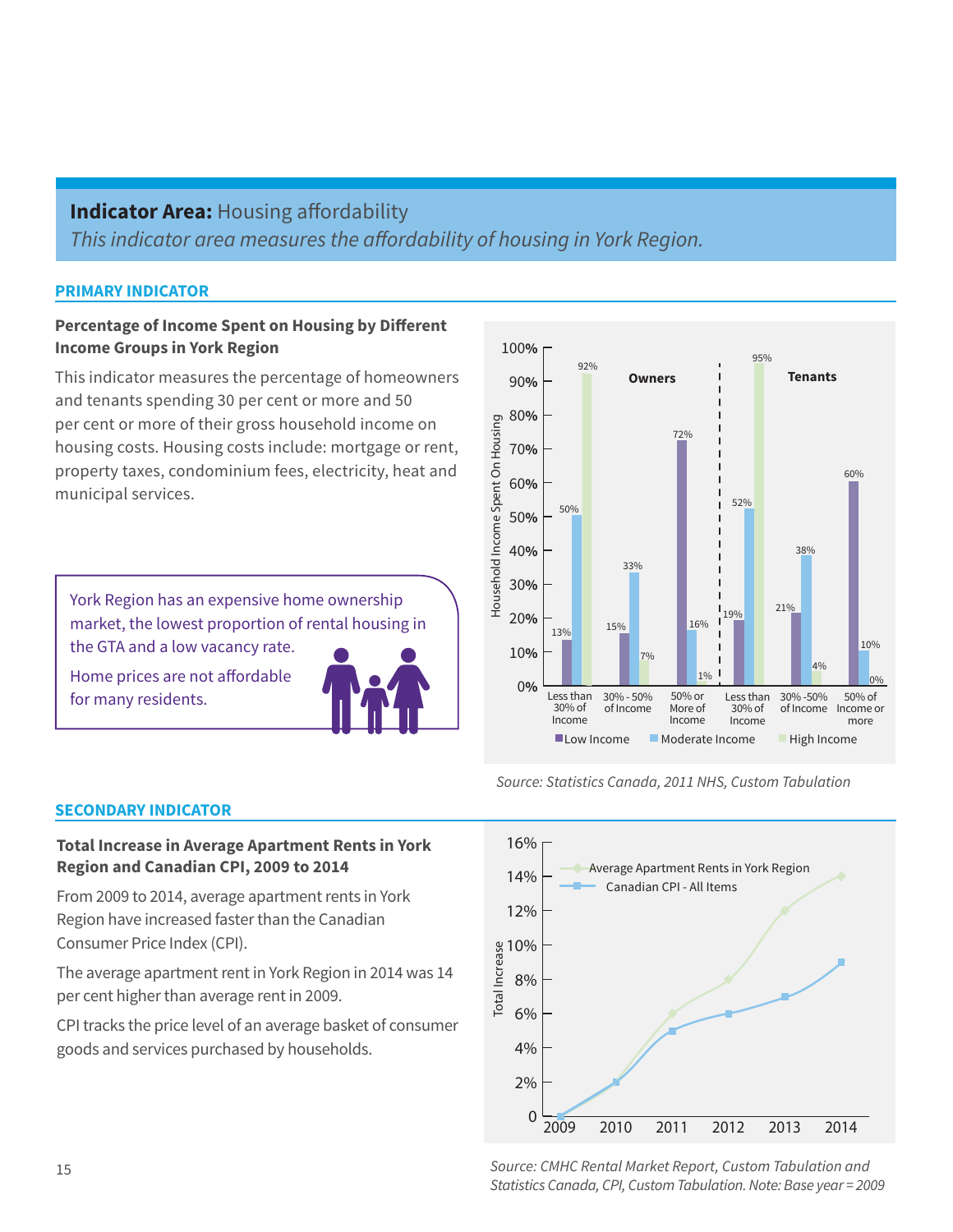## Indicator Area: Housing affordability

*This indicator area measures the affordability of housing in York Region.*

### PRIMARY INDICATOR

**Percentage of Income Spent on Housing by Different Income Groups in York Region**

This indicator measures the percentage of homeowners and tenants spending 30 per cent or more and 50 per cent or more of their gross household income on housing costs. Housing costs include: mortgage or rent, property taxes, condominium fees, electricity, heat and municipal services.

York Region has an expensive home ownership market, the lowest proportion of rental housing in the GTA and a low vacancy rate.

Home prices are not affordable for many residents.

Household Income Spent On Housing

100%
90%
80%
70%
60%
50%
40%
30%
20%
10%
0%

Owners

Tenants

13%
50%
92%
15%
33%
7%
72%
16%
1%
19%
52%
95%
21%
38%
4%
60%
10%
0%

Less than 30% of Income
30% - 50% of Income
50% or More of Income
Less than 30% of Income
30% -50% of Income
50% of Income or more

Low Income
Moderate Income
High Income

*Source: Statistics Canada, 2011 NHS, Custom Tabulation*

### SECONDARY INDICATOR

**Total Increase in Average Apartment Rents in York Region and Canadian CPI, 2009 to 2014**

From 2009 to 2014, average apartment rents in York Region have increased faster than the Canadian Consumer Price Index (CPI).

The average apartment rent in York Region in 2014 was 14 per cent higher than average rent in 2009.

CPI tracks the price level of an average basket of consumer goods and services purchased by households.

Total Increase

16%
14%
12%
10%
8%
6%
4%
2%
0

2009
2010
2011
2012
2013
2014

Average Apartment Rents in York Region
Canadian CPI - All Items

*Source: CMHC Rental Market Report, Custom Tabulation and Statistics Canada, CPI, Custom Tabulation. Note: Base year = 2009*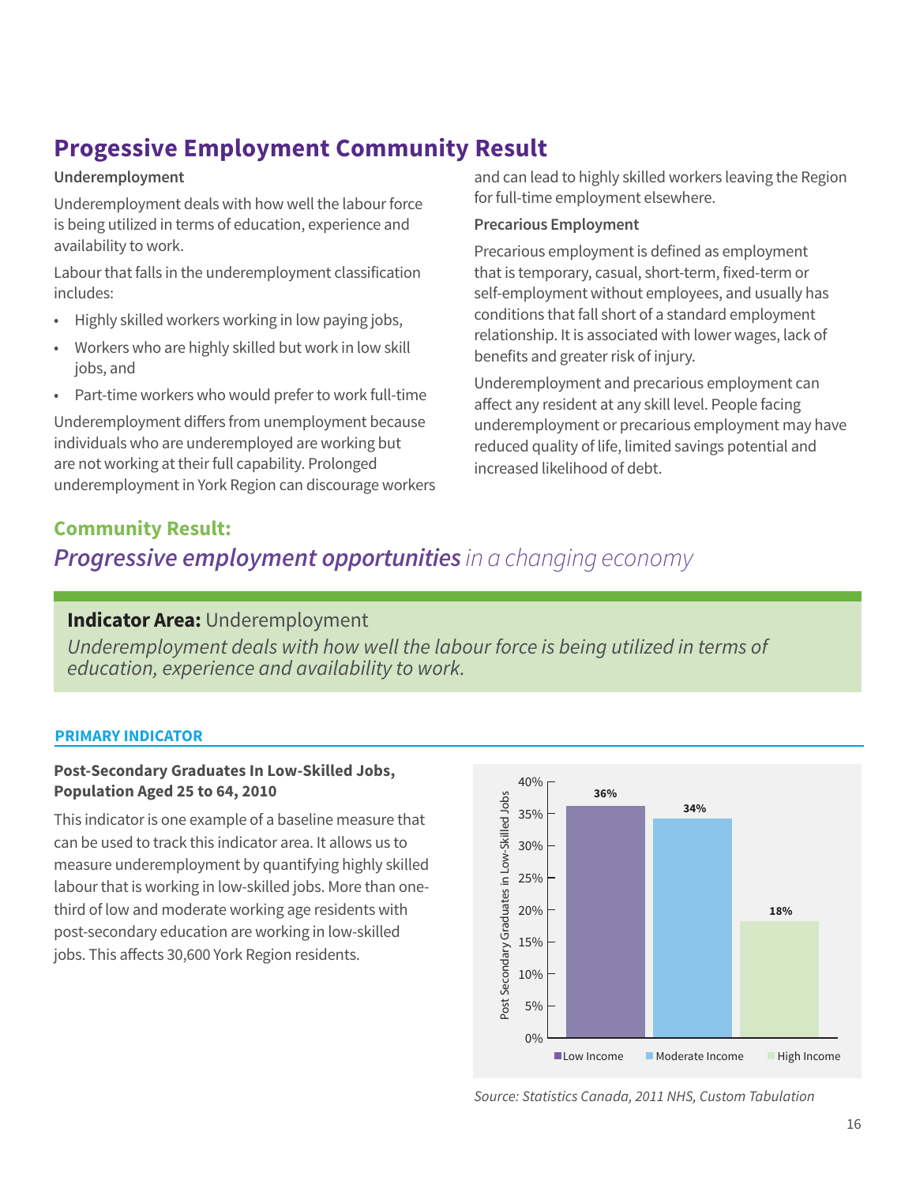## Progressive Employment Community Result

### Underemployment

Underemployment deals with how well the labour force is being utilized in terms of education, experience and availability to work.

Labour that falls in the underemployment classification includes:

- Highly skilled workers working in low paying jobs,
- Workers who are highly skilled but work in low skill jobs, and
- Part-time workers who would prefer to work full-time

Underemployment differs from unemployment because individuals who are underemployed are working but are not working at their full capability. Prolonged underemployment in York Region can discourage workers and can lead to highly skilled workers leaving the Region for full-time employment elsewhere.

### Precarious Employment

Precarious employment is defined as employment that is temporary, casual, short-term, fixed-term or self-employment without employees, and usually has conditions that fall short of a standard employment relationship. It is associated with lower wages, lack of benefits and greater risk of injury.

Underemployment and precarious employment can affect any resident at any skill level. People facing underemployment or precarious employment may have reduced quality of life, limited savings potential and increased likelihood of debt.

## Community Result:

***Progressive employment opportunities*** *in a changing economy*

**Indicator Area:** Underemployment

*Underemployment deals with how well the labour force is being utilized in terms of education, experience and availability to work.*

**PRIMARY INDICATOR**

**Post-Secondary Graduates In Low-Skilled Jobs, Population Aged 25 to 64, 2010**

This indicator is one example of a baseline measure that can be used to track this indicator area. It allows us to measure underemployment by quantifying highly skilled labour that is working in low-skilled jobs. More than one-third of low and moderate working age residents with post-secondary education are working in low-skilled jobs. This affects 30,600 York Region residents.

Post Secondary Graduates in Low-Skilled Jobs

40%
35%
30%
25%
20%
15%
10%
5%
0%

36%
34%
18%

Low Income
Moderate Income
High Income

*Source: Statistics Canada, 2011 NHS, Custom Tabulation*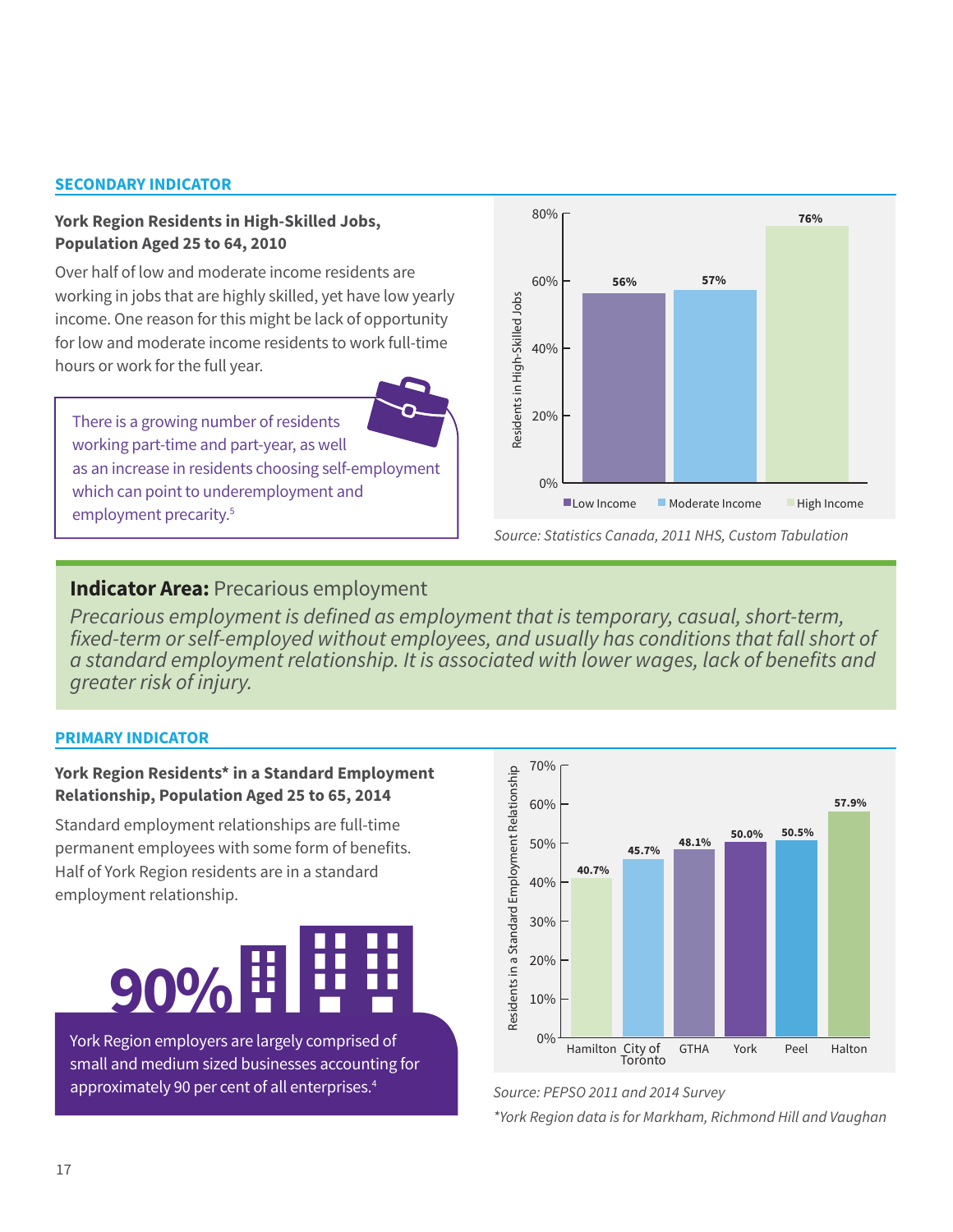## SECONDARY INDICATOR

### York Region Residents in High-Skilled Jobs, Population Aged 25 to 64, 2010

Over half of low and moderate income residents are working in jobs that are highly skilled, yet have low yearly income. One reason for this might be lack of opportunity for low and moderate income residents to work full-time hours or work for the full year.

There is a growing number of residents working part-time and part-year, as well as an increase in residents choosing self-employment which can point to underemployment and employment precarity.[5]

| Income Group | Residents in High-Skilled Jobs |
|---|---|
| Low Income | 56% |
| Moderate Income | 57% |
| High Income | 76% |

*Source: Statistics Canada, 2011 NHS, Custom Tabulation*

## Indicator Area: Precarious employment

*Precarious employment is defined as employment that is temporary, casual, short-term, fixed-term or self-employed without employees, and usually has conditions that fall short of a standard employment relationship. It is associated with lower wages, lack of benefits and greater risk of injury.*

## PRIMARY INDICATOR

### York Region Residents* in a Standard Employment Relationship, Population Aged 25 to 65, 2014

Standard employment relationships are full-time permanent employees with some form of benefits. Half of York Region residents are in a standard employment relationship.

**90%**

York Region employers are largely comprised of small and medium sized businesses accounting for approximately 90 per cent of all enterprises.[4]

| Region | Residents in a Standard Employment Relationship |
|---|---|
| Hamilton | 40.7% |
| City of Toronto | 45.7% |
| GTHA | 48.1% |
| York | 50.0% |
| Peel | 50.5% |
| Halton | 57.9% |

*Source: PEPSO 2011 and 2014 Survey*

**York Region data is for Markham, Richmond Hill and Vaughan*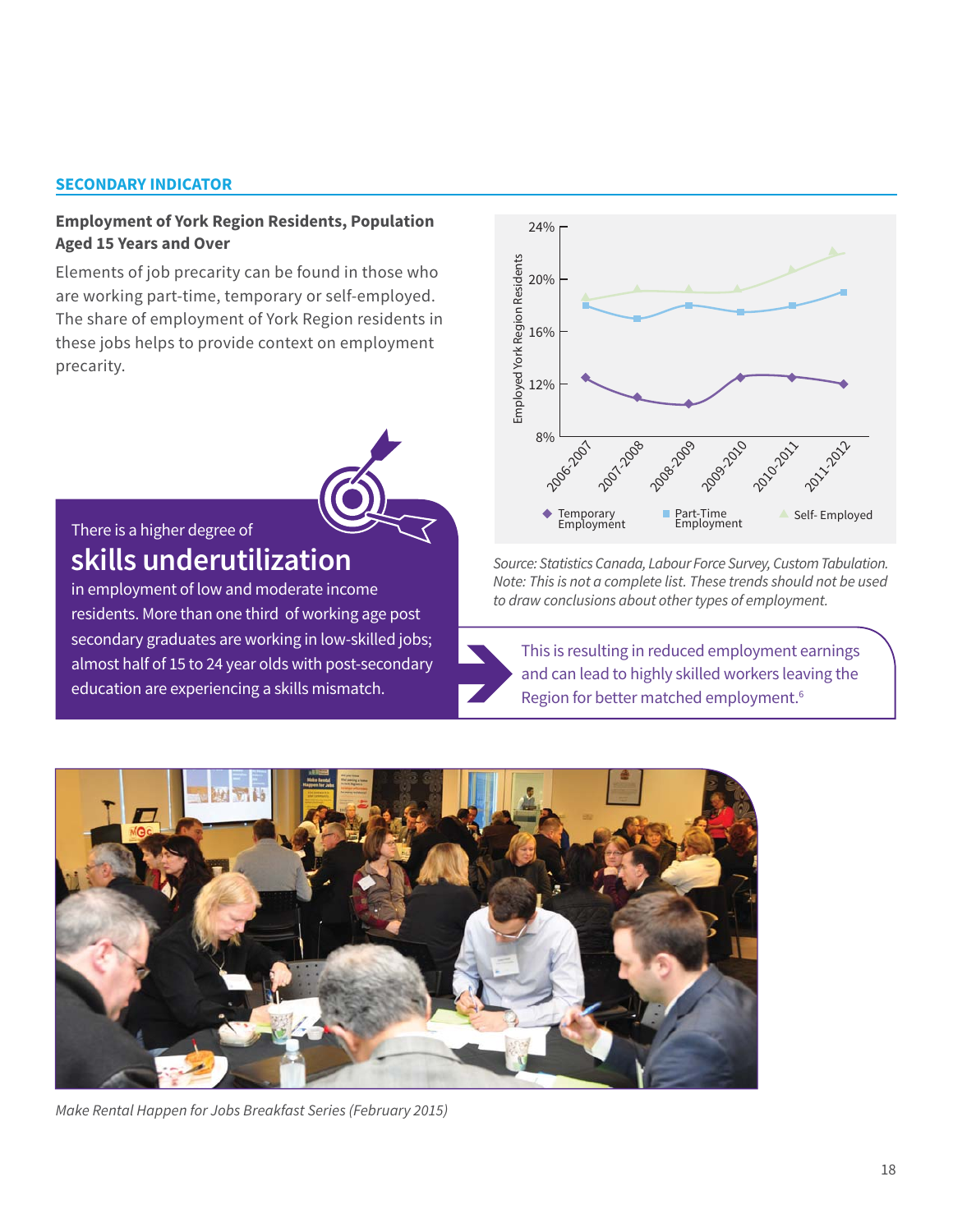## SECONDARY INDICATOR

### Employment of York Region Residents, Population Aged 15 Years and Over

Elements of job precarity can be found in those who are working part-time, temporary or self-employed. The share of employment of York Region residents in these jobs helps to provide context on employment precarity.

Source: Statistics Canada, Labour Force Survey, Custom Tabulation.
Note: This is not a complete list. These trends should not be used to draw conclusions about other types of employment.

There is a higher degree of **skills underutilization** in employment of low and moderate income residents. More than one third of working age post secondary graduates are working in low-skilled jobs; almost half of 15 to 24 year olds with post-secondary education are experiencing a skills mismatch.

This is resulting in reduced employment earnings and can lead to highly skilled workers leaving the Region for better matched employment.[6]

*Make Rental Happen for Jobs Breakfast Series (February 2015)*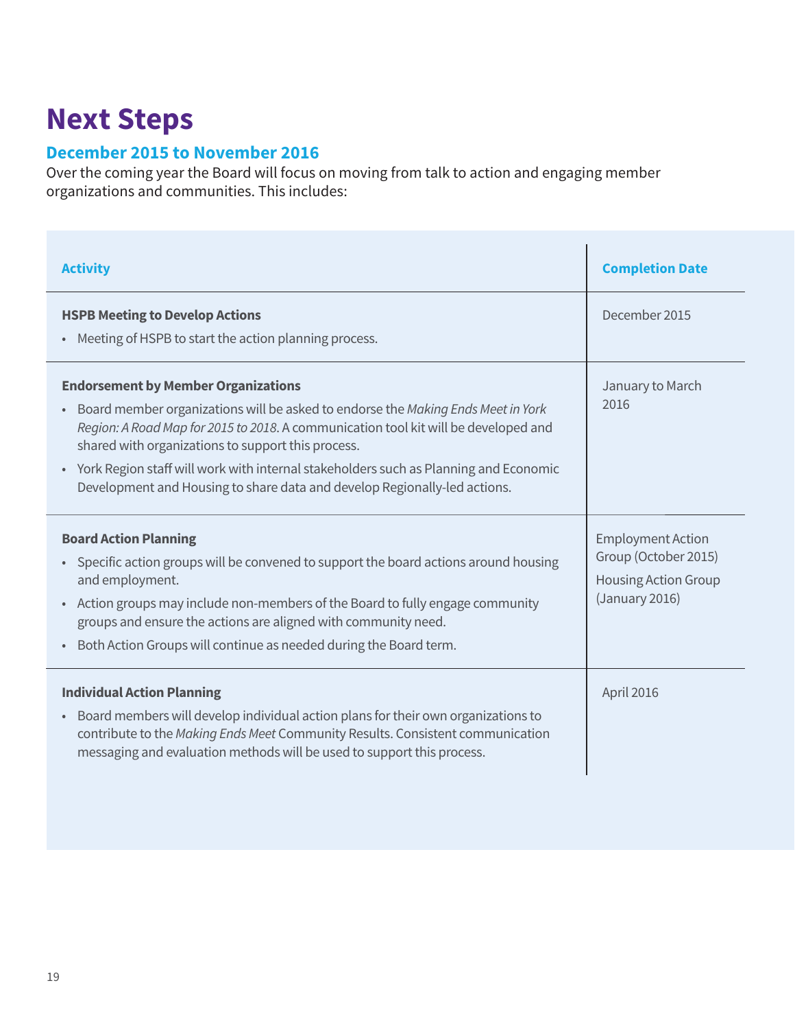# Next Steps

## December 2015 to November 2016

Over the coming year the Board will focus on moving from talk to action and engaging member organizations and communities. This includes:

| Activity | Completion Date |
|---|---|
| **HSPB Meeting to Develop Actions**<br>• Meeting of HSPB to start the action planning process. | December 2015 |
| **Endorsement by Member Organizations**<br>• Board member organizations will be asked to endorse the *Making Ends Meet in York Region: A Road Map for 2015 to 2018*. A communication tool kit will be developed and shared with organizations to support this process.<br>• York Region staff will work with internal stakeholders such as Planning and Economic Development and Housing to share data and develop Regionally-led actions. | January to March 2016 |
| **Board Action Planning**<br>• Specific action groups will be convened to support the board actions around housing and employment.<br>• Action groups may include non-members of the Board to fully engage community groups and ensure the actions are aligned with community need.<br>• Both Action Groups will continue as needed during the Board term. | Employment Action Group (October 2015)<br>Housing Action Group (January 2016) |
| **Individual Action Planning**<br>• Board members will develop individual action plans for their own organizations to contribute to the *Making Ends Meet* Community Results. Consistent communication messaging and evaluation methods will be used to support this process. | April 2016 |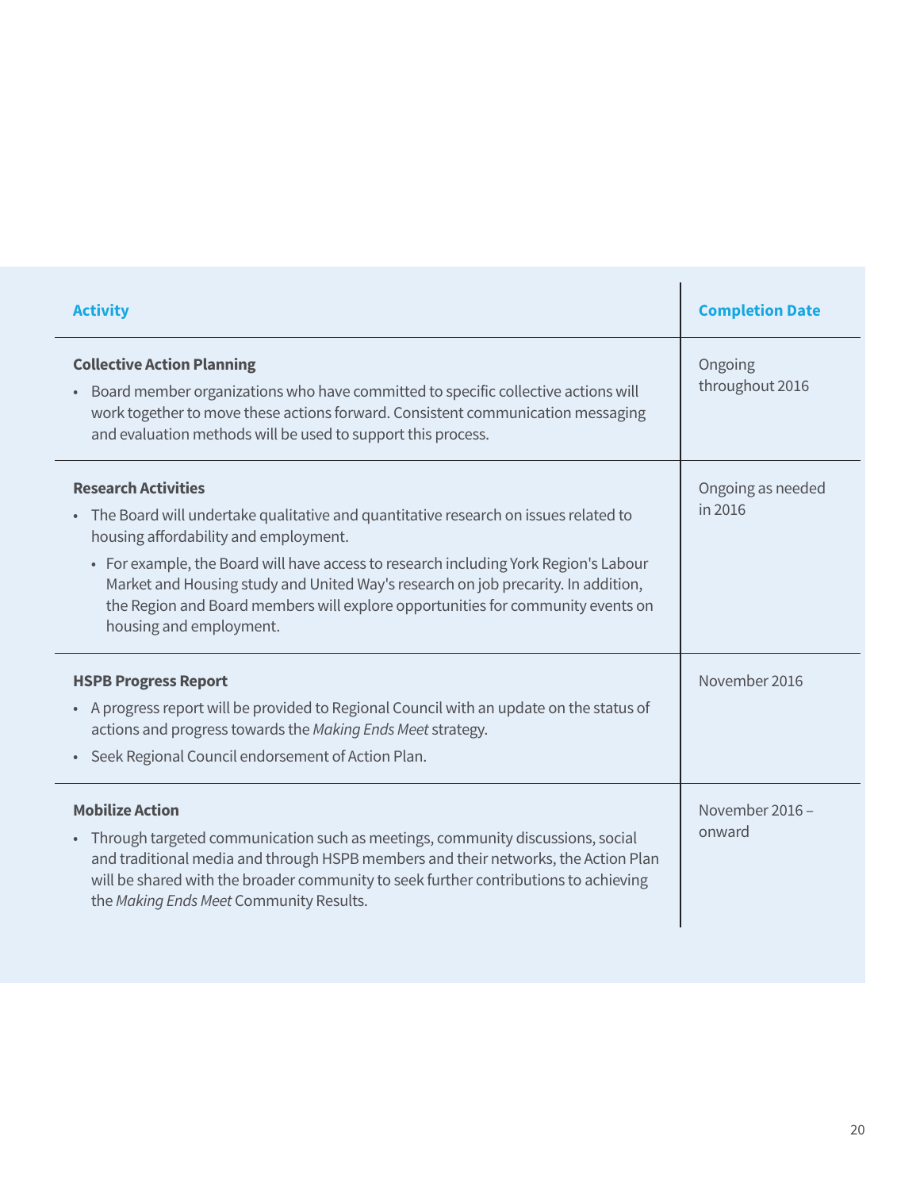| Activity | Completion Date |
| --- | --- |
| **Collective Action Planning**<br>• Board member organizations who have committed to specific collective actions will work together to move these actions forward. Consistent communication messaging and evaluation methods will be used to support this process. | Ongoing throughout 2016 |
| **Research Activities**<br>• The Board will undertake qualitative and quantitative research on issues related to housing affordability and employment.<br>  • For example, the Board will have access to research including York Region's Labour Market and Housing study and United Way's research on job precarity. In addition, the Region and Board members will explore opportunities for community events on housing and employment. | Ongoing as needed in 2016 |
| **HSPB Progress Report**<br>• A progress report will be provided to Regional Council with an update on the status of actions and progress towards the *Making Ends Meet* strategy.<br>• Seek Regional Council endorsement of Action Plan. | November 2016 |
| **Mobilize Action**<br>• Through targeted communication such as meetings, community discussions, social and traditional media and through HSPB members and their networks, the Action Plan will be shared with the broader community to seek further contributions to achieving the *Making Ends Meet* Community Results. | November 2016 – onward |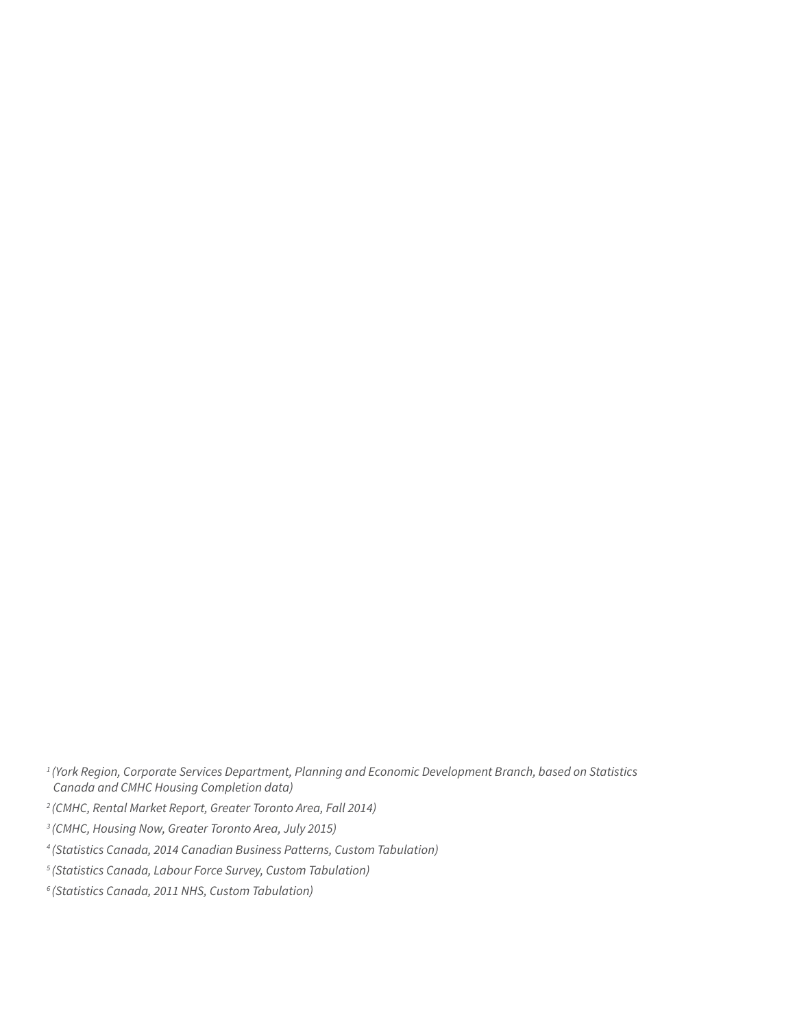[1] *(York Region, Corporate Services Department, Planning and Economic Development Branch, based on Statistics Canada and CMHC Housing Completion data)*

[2] *(CMHC, Rental Market Report, Greater Toronto Area, Fall 2014)*

[3] *(CMHC, Housing Now, Greater Toronto Area, July 2015)*

[4] *(Statistics Canada, 2014 Canadian Business Patterns, Custom Tabulation)*

[5] *(Statistics Canada, Labour Force Survey, Custom Tabulation)*

[6] *(Statistics Canada, 2011 NHS, Custom Tabulation)*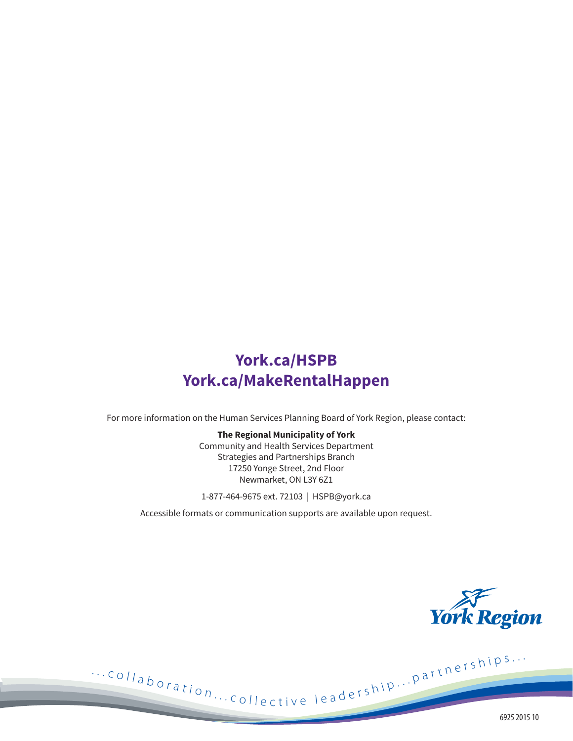**York.ca/HSPB**
**York.ca/MakeRentalHappen**

For more information on the Human Services Planning Board of York Region, please contact:

**The Regional Municipality of York**
Community and Health Services Department
Strategies and Partnerships Branch
17250 Yonge Street, 2nd Floor
Newmarket, ON L3Y 6Z1

1-877-464-9675 ext. 72103 | HSPB@york.ca

Accessible formats or communication supports are available upon request.

York Region

...collaboration...collective leadership...partnerships...

6925 2015 10